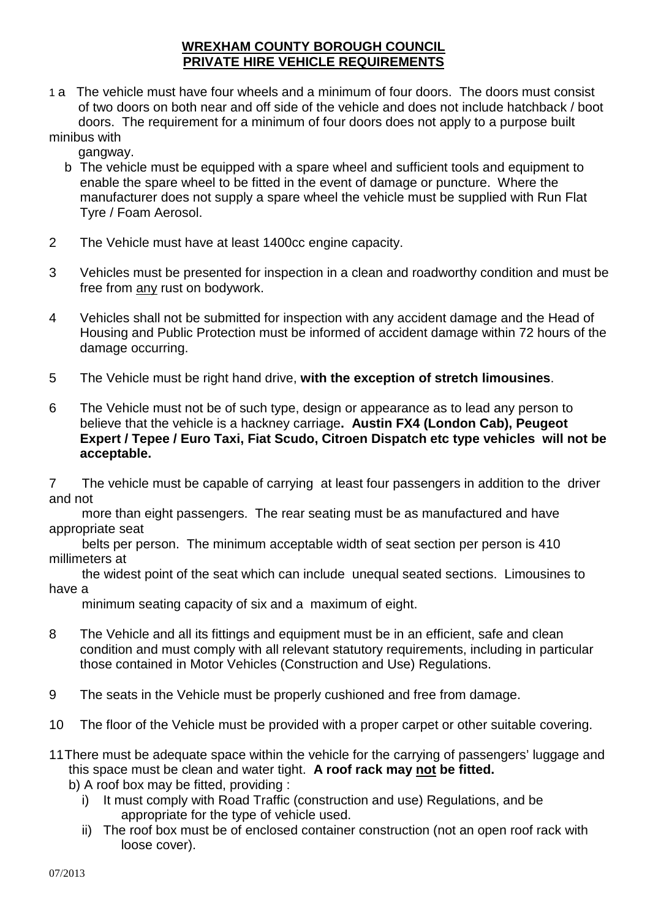**WREXHAM COUNTY BOROUGH COUNCIL**
**PRIVATE HIRE VEHICLE REQUIREMENTS**

1 a The vehicle must have four wheels and a minimum of four doors. The doors must consist of two doors on both near and off side of the vehicle and does not include hatchback / boot doors. The requirement for a minimum of four doors does not apply to a purpose built minibus with gangway.

b The vehicle must be equipped with a spare wheel and sufficient tools and equipment to enable the spare wheel to be fitted in the event of damage or puncture. Where the manufacturer does not supply a spare wheel the vehicle must be supplied with Run Flat Tyre / Foam Aerosol.

2 The Vehicle must have at least 1400cc engine capacity.

3 Vehicles must be presented for inspection in a clean and roadworthy condition and must be free from <u>any</u> rust on bodywork.

4 Vehicles shall not be submitted for inspection with any accident damage and the Head of Housing and Public Protection must be informed of accident damage within 72 hours of the damage occurring.

5 The Vehicle must be right hand drive, **with the exception of stretch limousines**.

6 The Vehicle must not be of such type, design or appearance as to lead any person to believe that the vehicle is a hackney carriage**. Austin FX4 (London Cab), Peugeot Expert / Tepee / Euro Taxi, Fiat Scudo, Citroen Dispatch etc type vehicles will not be acceptable.**

7 The vehicle must be capable of carrying at least four passengers in addition to the driver and not more than eight passengers. The rear seating must be as manufactured and have appropriate seat belts per person. The minimum acceptable width of seat section per person is 410 millimeters at the widest point of the seat which can include unequal seated sections. Limousines to have a minimum seating capacity of six and a maximum of eight.

8 The Vehicle and all its fittings and equipment must be in an efficient, safe and clean condition and must comply with all relevant statutory requirements, including in particular those contained in Motor Vehicles (Construction and Use) Regulations.

9 The seats in the Vehicle must be properly cushioned and free from damage.

10 The floor of the Vehicle must be provided with a proper carpet or other suitable covering.

11 There must be adequate space within the vehicle for the carrying of passengers' luggage and this space must be clean and water tight. **A roof rack may <u>not</u> be fitted.**

b) A roof box may be fitted, providing :

i) It must comply with Road Traffic (construction and use) Regulations, and be appropriate for the type of vehicle used.

ii) The roof box must be of enclosed container construction (not an open roof rack with loose cover).

07/2013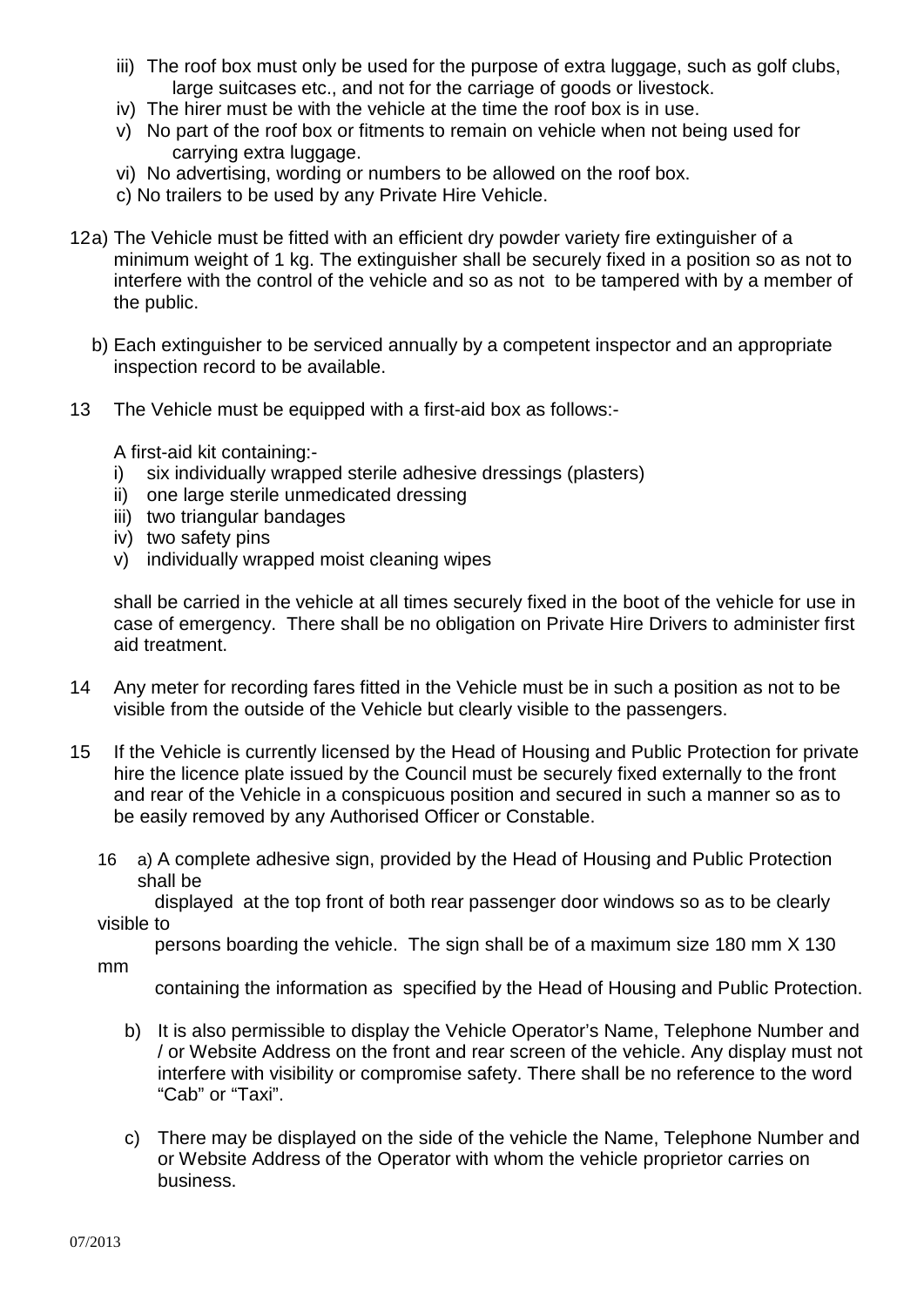iii) The roof box must only be used for the purpose of extra luggage, such as golf clubs, large suitcases etc., and not for the carriage of goods or livestock.

iv) The hirer must be with the vehicle at the time the roof box is in use.

v) No part of the roof box or fitments to remain on vehicle when not being used for carrying extra luggage.

vi) No advertising, wording or numbers to be allowed on the roof box.

c) No trailers to be used by any Private Hire Vehicle.

12a) The Vehicle must be fitted with an efficient dry powder variety fire extinguisher of a minimum weight of 1 kg. The extinguisher shall be securely fixed in a position so as not to interfere with the control of the vehicle and so as not to be tampered with by a member of the public.

b) Each extinguisher to be serviced annually by a competent inspector and an appropriate inspection record to be available.

13 The Vehicle must be equipped with a first-aid box as follows:-

A first-aid kit containing:-

i) six individually wrapped sterile adhesive dressings (plasters)
ii) one large sterile unmedicated dressing
iii) two triangular bandages
iv) two safety pins
v) individually wrapped moist cleaning wipes

shall be carried in the vehicle at all times securely fixed in the boot of the vehicle for use in case of emergency. There shall be no obligation on Private Hire Drivers to administer first aid treatment.

14 Any meter for recording fares fitted in the Vehicle must be in such a position as not to be visible from the outside of the Vehicle but clearly visible to the passengers.

15 If the Vehicle is currently licensed by the Head of Housing and Public Protection for private hire the licence plate issued by the Council must be securely fixed externally to the front and rear of the Vehicle in a conspicuous position and secured in such a manner so as to be easily removed by any Authorised Officer or Constable.

16 a) A complete adhesive sign, provided by the Head of Housing and Public Protection shall be displayed at the top front of both rear passenger door windows so as to be clearly visible to persons boarding the vehicle. The sign shall be of a maximum size 180 mm X 130 mm containing the information as specified by the Head of Housing and Public Protection.

b) It is also permissible to display the Vehicle Operator's Name, Telephone Number and / or Website Address on the front and rear screen of the vehicle. Any display must not interfere with visibility or compromise safety. There shall be no reference to the word "Cab" or "Taxi".

c) There may be displayed on the side of the vehicle the Name, Telephone Number and or Website Address of the Operator with whom the vehicle proprietor carries on business.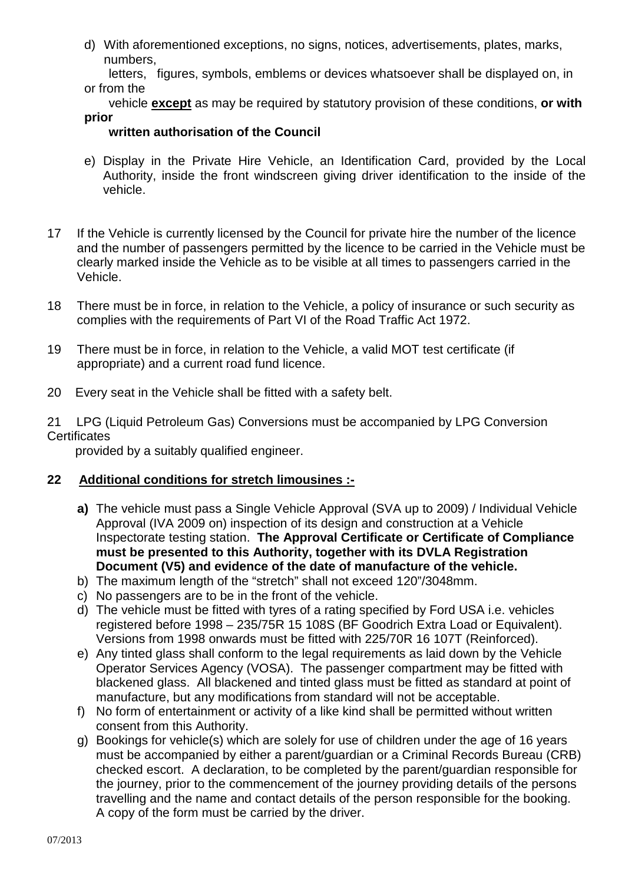d) With aforementioned exceptions, no signs, notices, advertisements, plates, marks, numbers, letters, figures, symbols, emblems or devices whatsoever shall be displayed on, in or from the vehicle **<u>except</u>** as may be required by statutory provision of these conditions, **or with prior written authorisation of the Council**

e) Display in the Private Hire Vehicle, an Identification Card, provided by the Local Authority, inside the front windscreen giving driver identification to the inside of the vehicle.

17 If the Vehicle is currently licensed by the Council for private hire the number of the licence and the number of passengers permitted by the licence to be carried in the Vehicle must be clearly marked inside the Vehicle as to be visible at all times to passengers carried in the Vehicle.

18 There must be in force, in relation to the Vehicle, a policy of insurance or such security as complies with the requirements of Part VI of the Road Traffic Act 1972.

19 There must be in force, in relation to the Vehicle, a valid MOT test certificate (if appropriate) and a current road fund licence.

20 Every seat in the Vehicle shall be fitted with a safety belt.

21 LPG (Liquid Petroleum Gas) Conversions must be accompanied by LPG Conversion Certificates provided by a suitably qualified engineer.

**22 <u>Additional conditions for stretch limousines :-</u>**

**a)** The vehicle must pass a Single Vehicle Approval (SVA up to 2009) / Individual Vehicle Approval (IVA 2009 on) inspection of its design and construction at a Vehicle Inspectorate testing station. **The Approval Certificate or Certificate of Compliance must be presented to this Authority, together with its DVLA Registration Document (V5) and evidence of the date of manufacture of the vehicle.**

b) The maximum length of the "stretch" shall not exceed 120"/3048mm.

c) No passengers are to be in the front of the vehicle.

d) The vehicle must be fitted with tyres of a rating specified by Ford USA i.e. vehicles registered before 1998 – 235/75R 15 108S (BF Goodrich Extra Load or Equivalent). Versions from 1998 onwards must be fitted with 225/70R 16 107T (Reinforced).

e) Any tinted glass shall conform to the legal requirements as laid down by the Vehicle Operator Services Agency (VOSA). The passenger compartment may be fitted with blackened glass. All blackened and tinted glass must be fitted as standard at point of manufacture, but any modifications from standard will not be acceptable.

f) No form of entertainment or activity of a like kind shall be permitted without written consent from this Authority.

g) Bookings for vehicle(s) which are solely for use of children under the age of 16 years must be accompanied by either a parent/guardian or a Criminal Records Bureau (CRB) checked escort. A declaration, to be completed by the parent/guardian responsible for the journey, prior to the commencement of the journey providing details of the persons travelling and the name and contact details of the person responsible for the booking. A copy of the form must be carried by the driver.

07/2013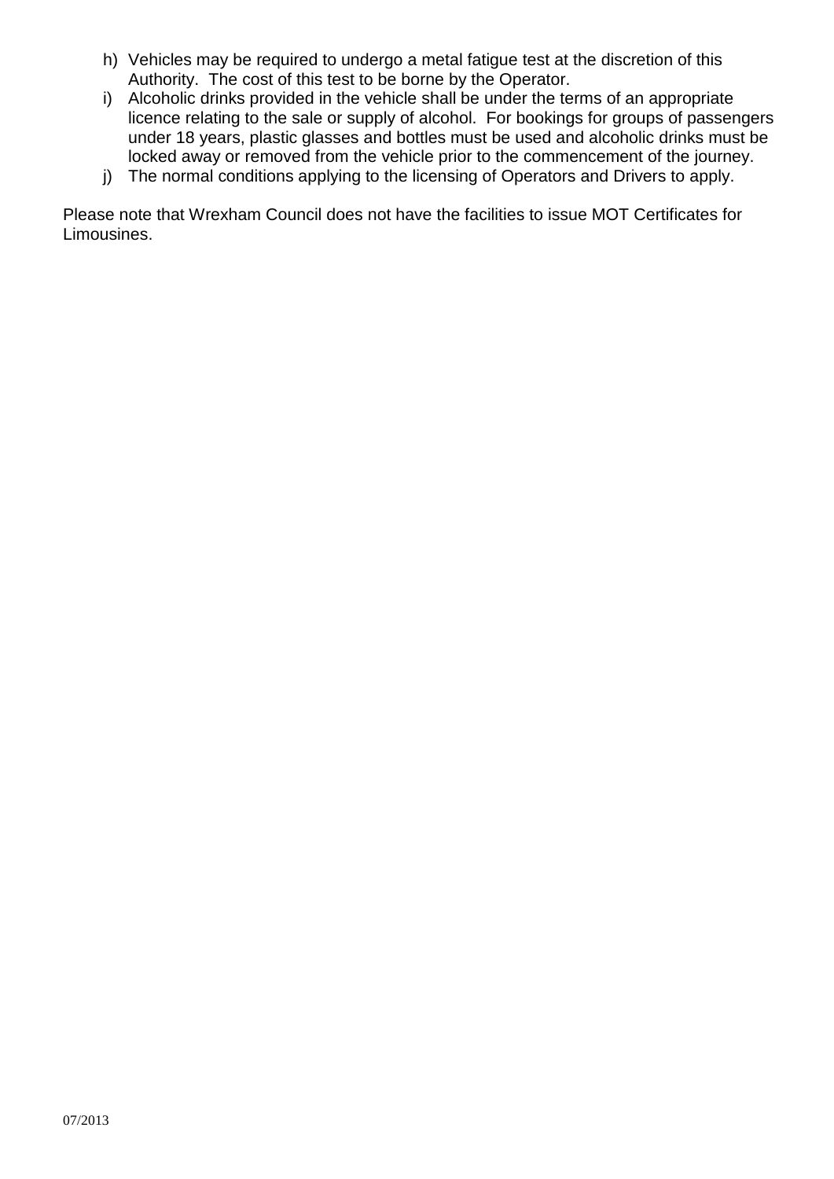h) Vehicles may be required to undergo a metal fatigue test at the discretion of this Authority. The cost of this test to be borne by the Operator.
i) Alcoholic drinks provided in the vehicle shall be under the terms of an appropriate licence relating to the sale or supply of alcohol. For bookings for groups of passengers under 18 years, plastic glasses and bottles must be used and alcoholic drinks must be locked away or removed from the vehicle prior to the commencement of the journey.
j) The normal conditions applying to the licensing of Operators and Drivers to apply.

Please note that Wrexham Council does not have the facilities to issue MOT Certificates for Limousines.

07/2013